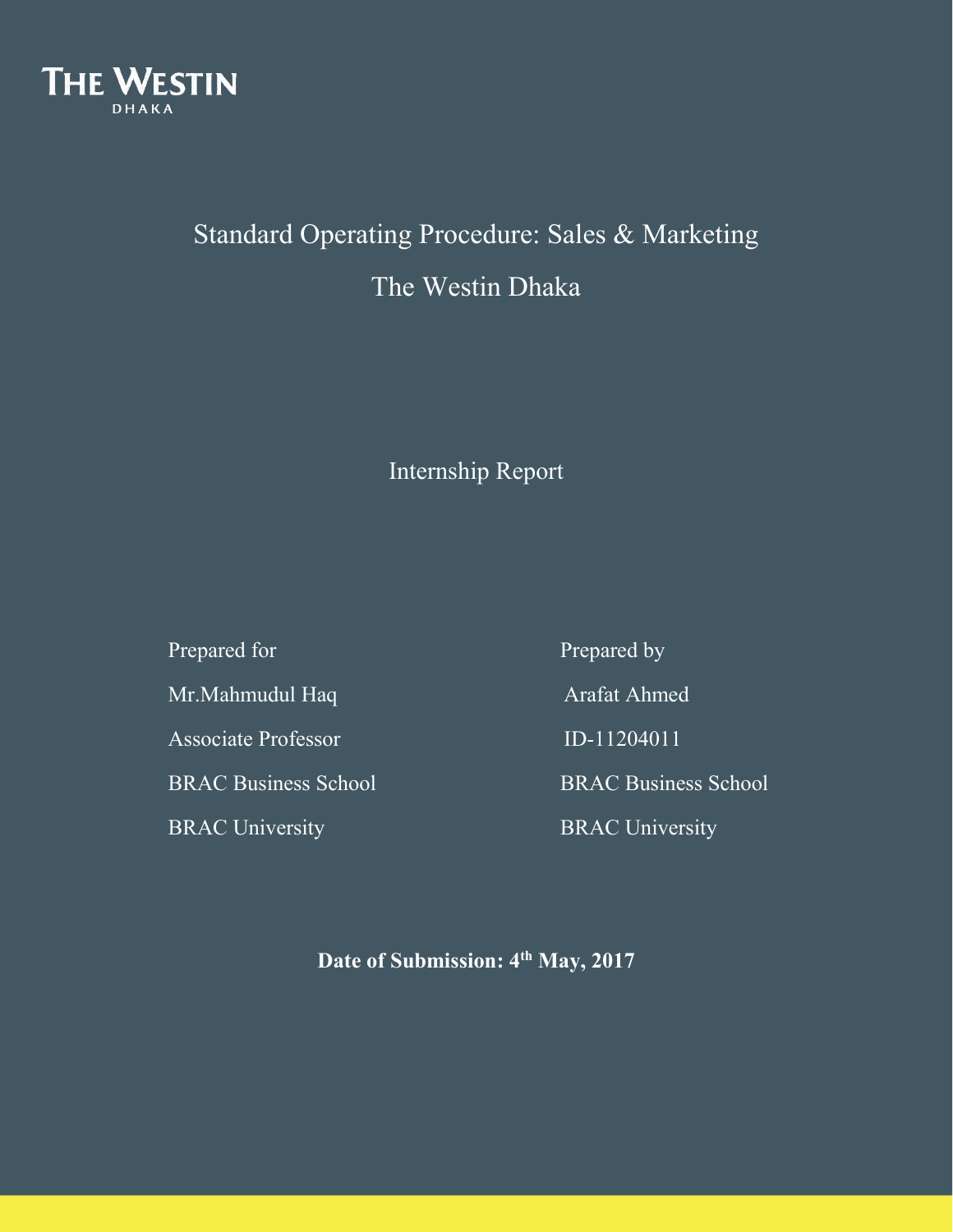THE WESTIN
DHAKA

# Standard Operating Procedure: Sales & Marketing

# The Westin Dhaka

Internship Report

Prepared for

Mr.Mahmudul Haq

Associate Professor

BRAC Business School

BRAC University

Prepared by

Arafat Ahmed

ID-11204011

BRAC Business School

BRAC University

**Date of Submission: 4th May, 2017**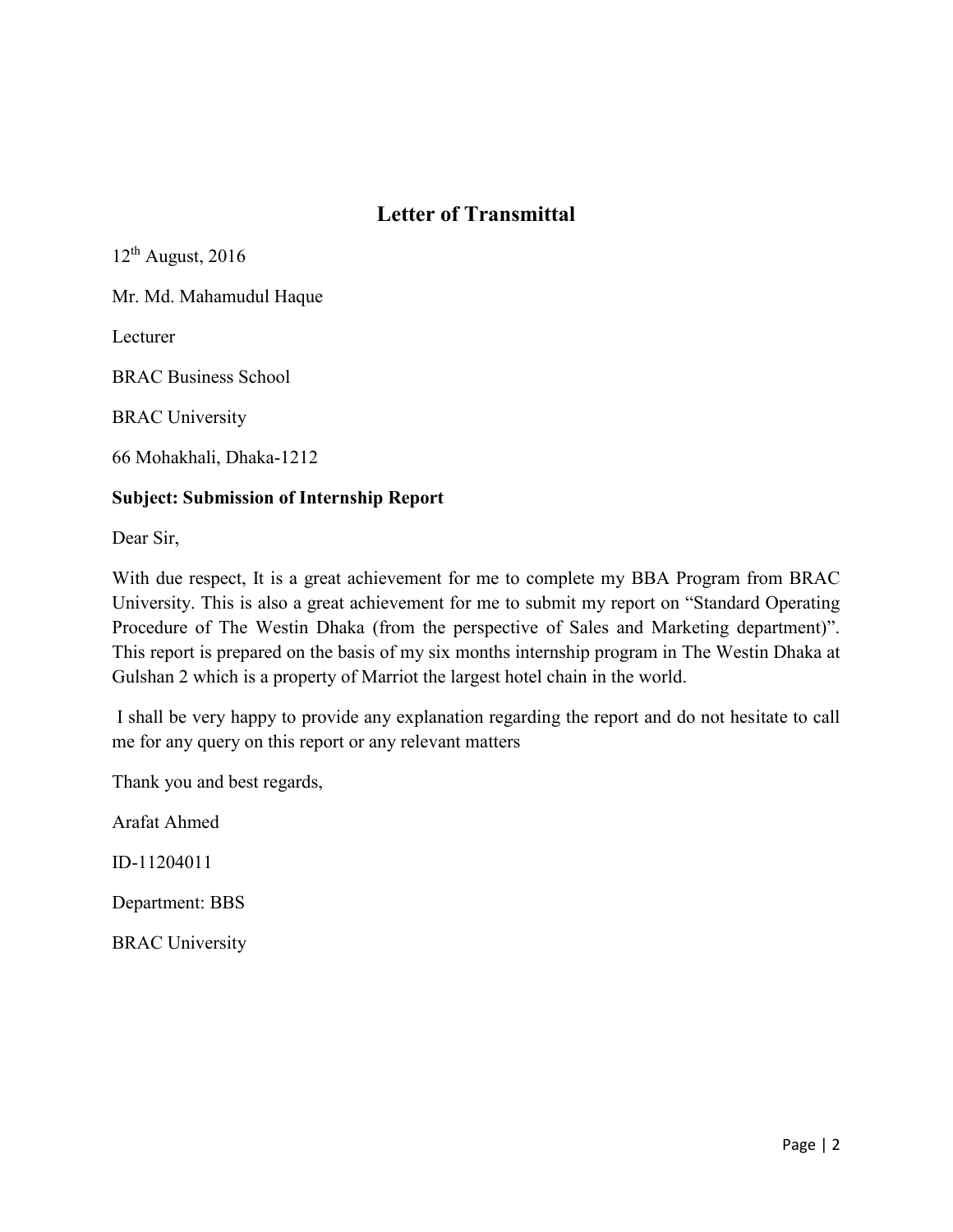# Letter of Transmittal

12th August, 2016

Mr. Md. Mahamudul Haque

Lecturer

BRAC Business School

BRAC University

66 Mohakhali, Dhaka-1212

**Subject: Submission of Internship Report**

Dear Sir,

With due respect, It is a great achievement for me to complete my BBA Program from BRAC University. This is also a great achievement for me to submit my report on "Standard Operating Procedure of The Westin Dhaka (from the perspective of Sales and Marketing department)". This report is prepared on the basis of my six months internship program in The Westin Dhaka at Gulshan 2 which is a property of Marriot the largest hotel chain in the world.

I shall be very happy to provide any explanation regarding the report and do not hesitate to call me for any query on this report or any relevant matters

Thank you and best regards,

Arafat Ahmed

ID-11204011

Department: BBS

BRAC University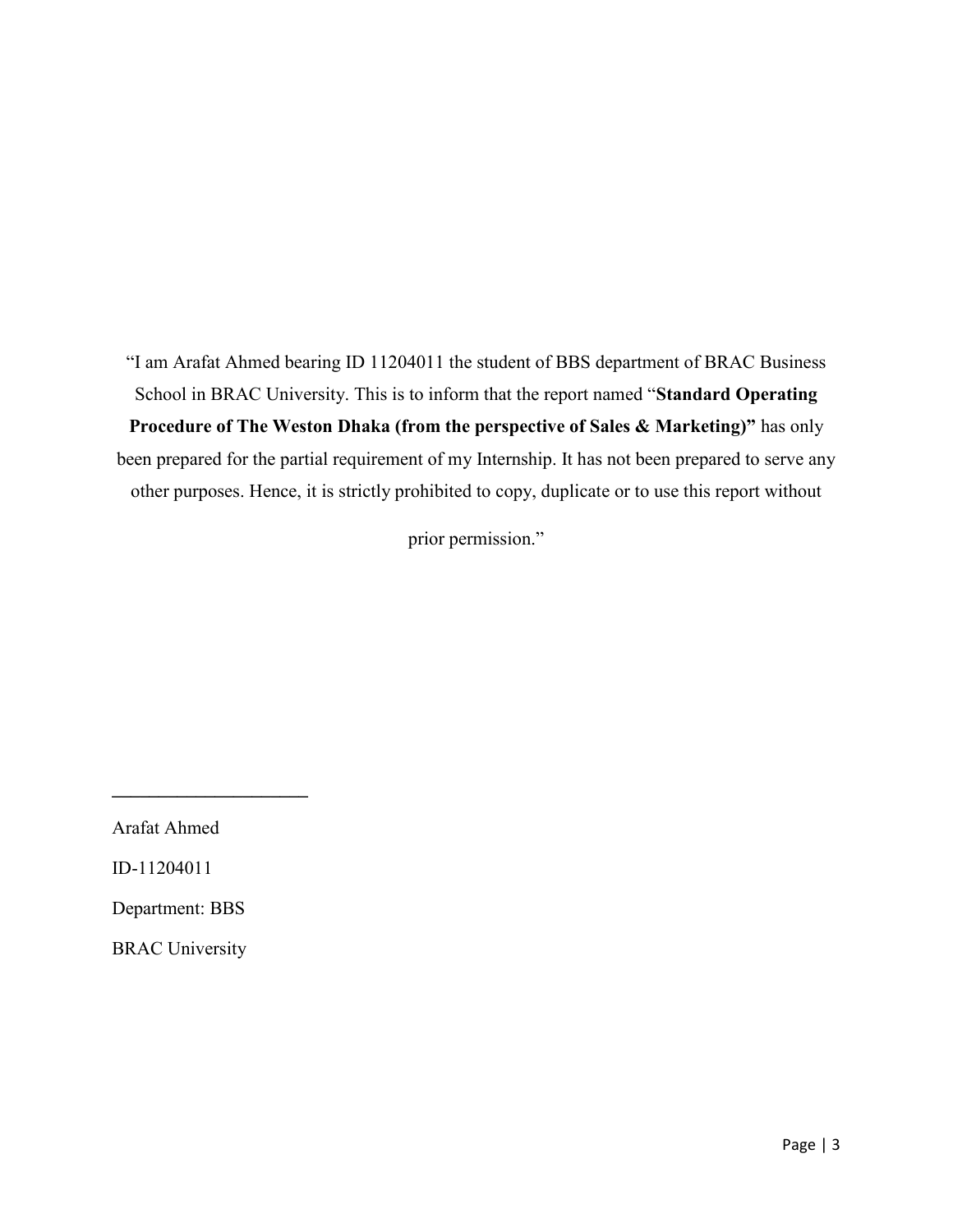"I am Arafat Ahmed bearing ID 11204011 the student of BBS department of BRAC Business School in BRAC University. This is to inform that the report named "**Standard Operating Procedure of The Weston Dhaka (from the perspective of Sales & Marketing)"** has only been prepared for the partial requirement of my Internship. It has not been prepared to serve any other purposes. Hence, it is strictly prohibited to copy, duplicate or to use this report without prior permission."

_____________________

Arafat Ahmed

ID-11204011

Department: BBS

BRAC University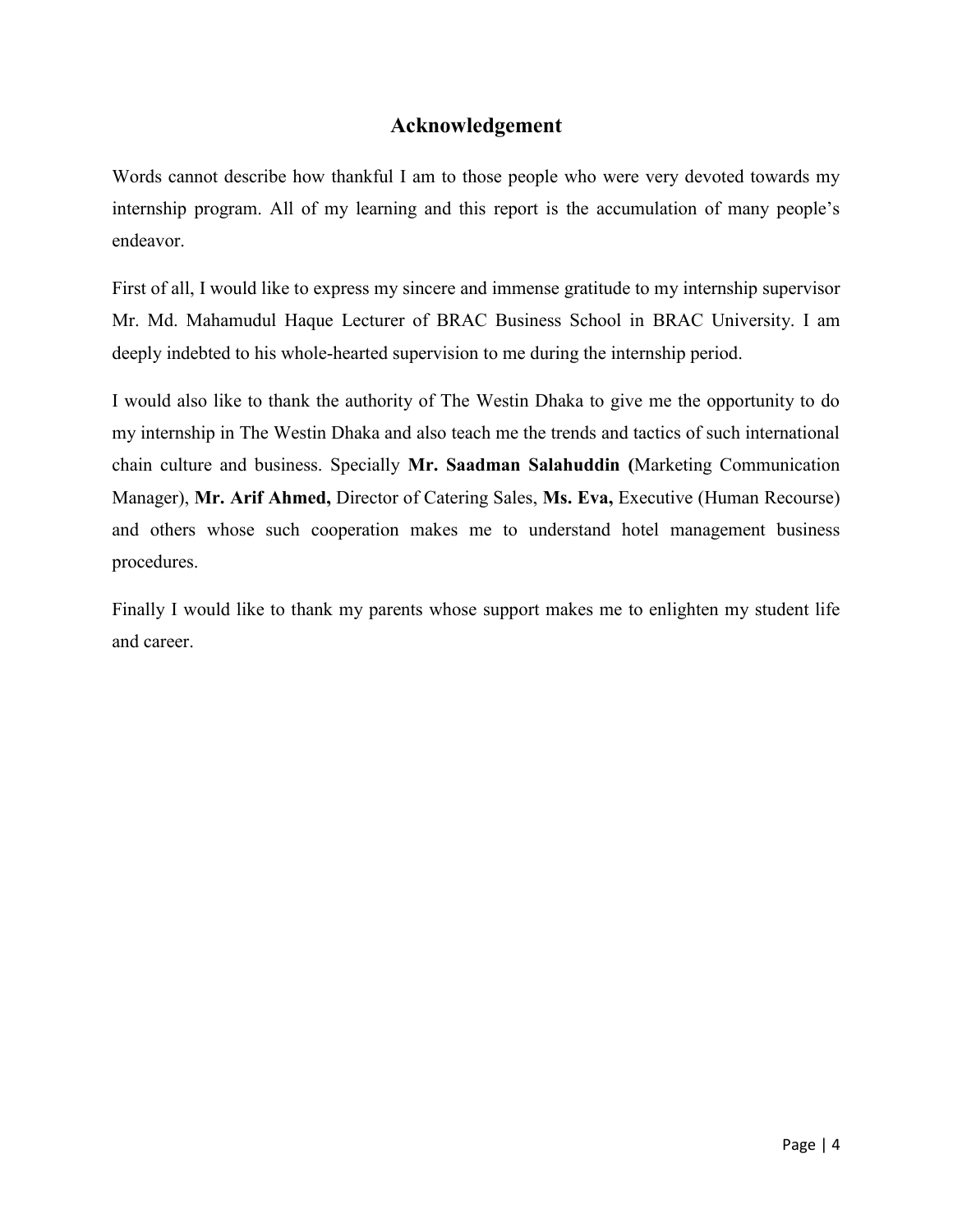# Acknowledgement

Words cannot describe how thankful I am to those people who were very devoted towards my internship program. All of my learning and this report is the accumulation of many people's endeavor.

First of all, I would like to express my sincere and immense gratitude to my internship supervisor Mr. Md. Mahamudul Haque Lecturer of BRAC Business School in BRAC University. I am deeply indebted to his whole-hearted supervision to me during the internship period.

I would also like to thank the authority of The Westin Dhaka to give me the opportunity to do my internship in The Westin Dhaka and also teach me the trends and tactics of such international chain culture and business. Specially **Mr. Saadman Salahuddin (**Marketing Communication Manager), **Mr. Arif Ahmed,** Director of Catering Sales, **Ms. Eva,** Executive (Human Recourse) and others whose such cooperation makes me to understand hotel management business procedures.

Finally I would like to thank my parents whose support makes me to enlighten my student life and career.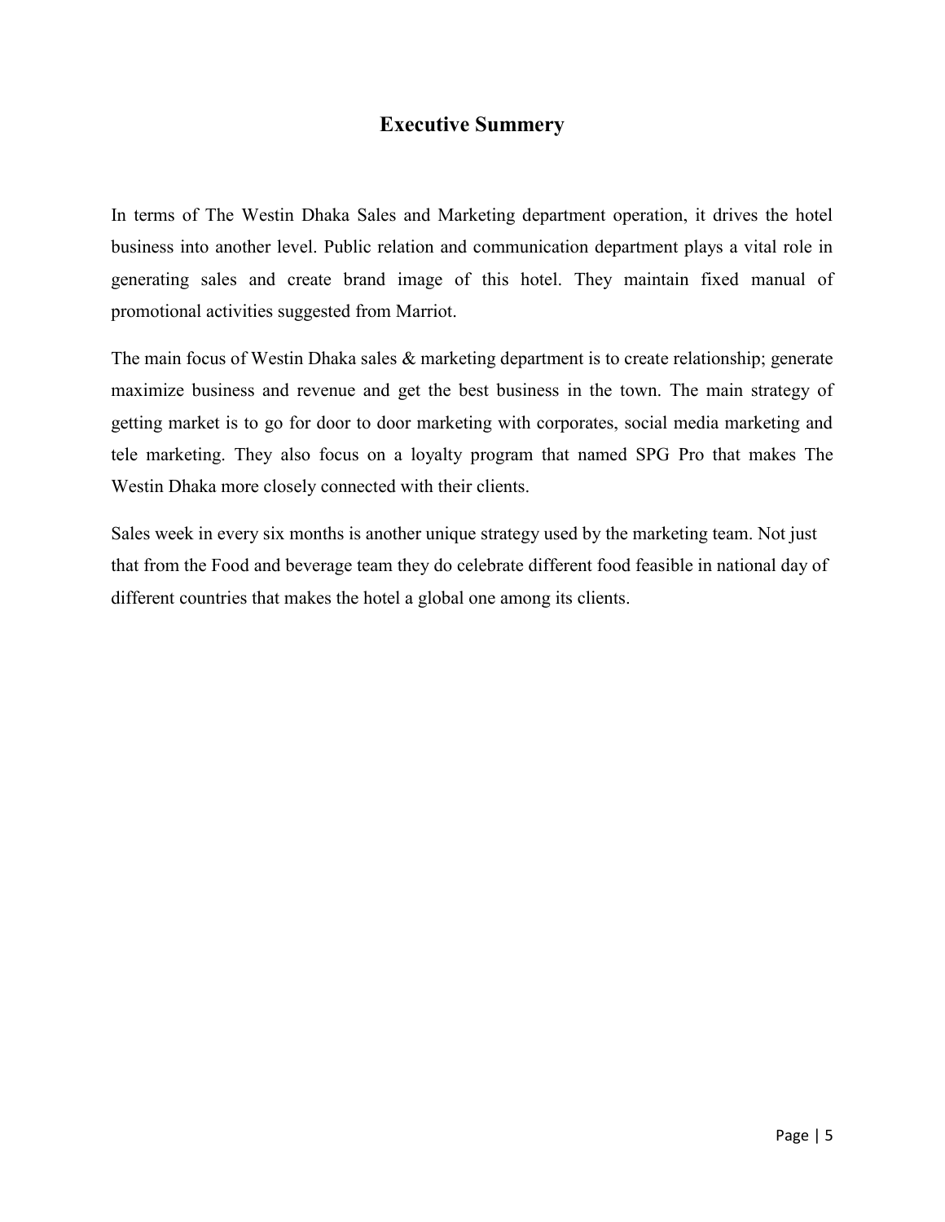# Executive Summery

In terms of The Westin Dhaka Sales and Marketing department operation, it drives the hotel business into another level. Public relation and communication department plays a vital role in generating sales and create brand image of this hotel. They maintain fixed manual of promotional activities suggested from Marriot.

The main focus of Westin Dhaka sales & marketing department is to create relationship; generate maximize business and revenue and get the best business in the town. The main strategy of getting market is to go for door to door marketing with corporates, social media marketing and tele marketing. They also focus on a loyalty program that named SPG Pro that makes The Westin Dhaka more closely connected with their clients.

Sales week in every six months is another unique strategy used by the marketing team. Not just that from the Food and beverage team they do celebrate different food feasible in national day of different countries that makes the hotel a global one among its clients.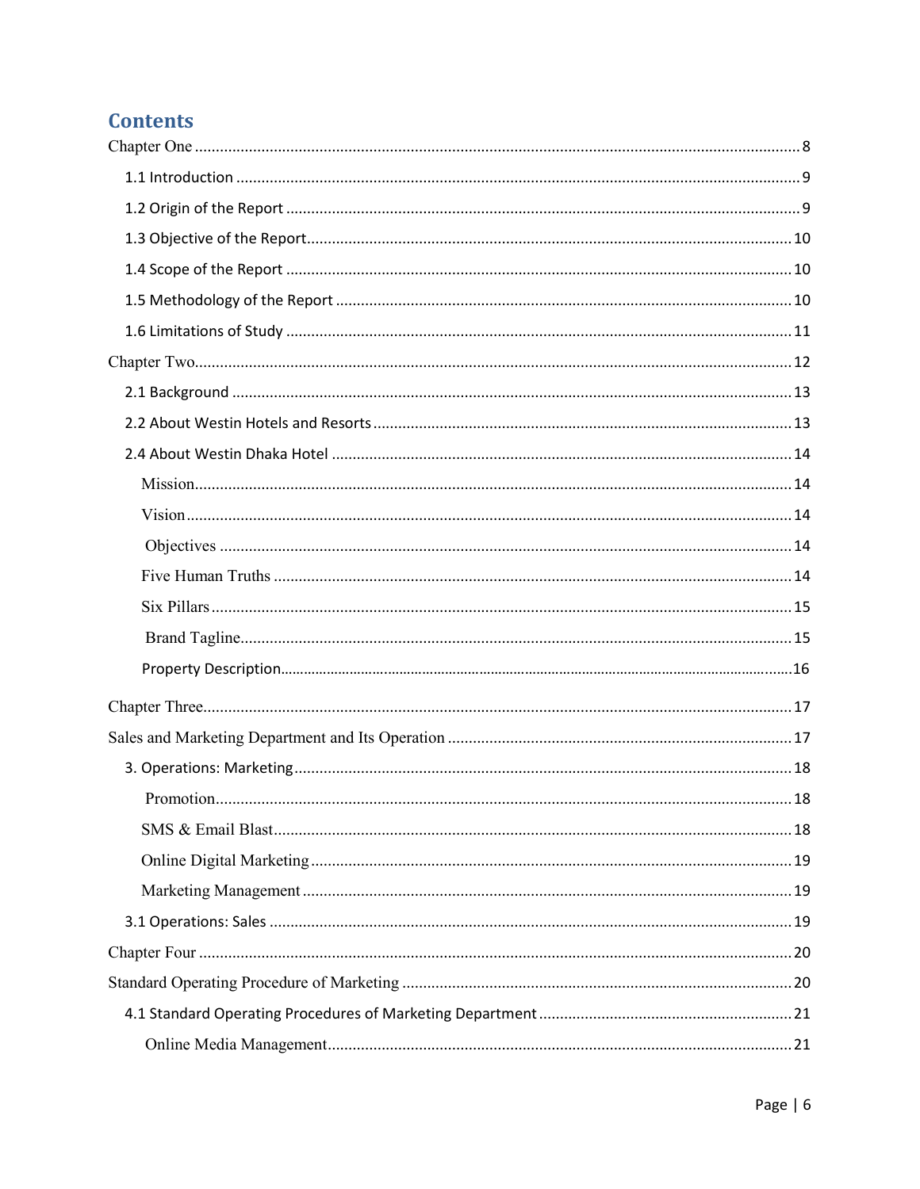# Contents

Chapter One ........ 8

- 1.1 Introduction ........ 9
- 1.2 Origin of the Report ........ 9
- 1.3 Objective of the Report ........ 10
- 1.4 Scope of the Report ........ 10
- 1.5 Methodology of the Report ........ 10
- 1.6 Limitations of Study ........ 11

Chapter Two ........ 12

- 2.1 Background ........ 13
- 2.2 About Westin Hotels and Resorts ........ 13
- 2.4 About Westin Dhaka Hotel ........ 14
  - Mission ........ 14
  - Vision ........ 14
  - Objectives ........ 14
  - Five Human Truths ........ 14
  - Six Pillars ........ 15
  - Brand Tagline ........ 15
  - Property Description ........ 16

Chapter Three ........ 17

Sales and Marketing Department and Its Operation ........ 17

- 3. Operations: Marketing ........ 18
  - Promotion ........ 18
  - SMS & Email Blast ........ 18
  - Online Digital Marketing ........ 19
  - Marketing Management ........ 19
- 3.1 Operations: Sales ........ 19

Chapter Four ........ 20

Standard Operating Procedure of Marketing ........ 20

- 4.1 Standard Operating Procedures of Marketing Department ........ 21
  - Online Media Management ........ 21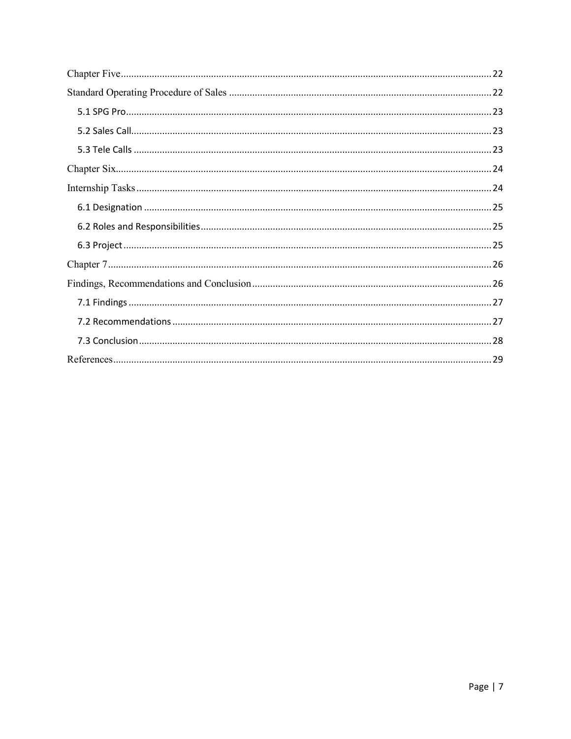Chapter Five ........................................................................................................................................ 22

Standard Operating Procedure of Sales ..................................................................................................... 22

5.1 SPG Pro ........................................................................................................................................ 23

5.2 Sales Call ...................................................................................................................................... 23

5.3 Tele Calls ...................................................................................................................................... 23

Chapter Six ........................................................................................................................................... 24

Internship Tasks ..................................................................................................................................... 24

6.1 Designation .................................................................................................................................. 25

6.2 Roles and Responsibilities ............................................................................................................. 25

6.3 Project .......................................................................................................................................... 25

Chapter 7 .............................................................................................................................................. 26

Findings, Recommendations and Conclusion ........................................................................................... 26

7.1 Findings ........................................................................................................................................ 27

7.2 Recommendations ......................................................................................................................... 27

7.3 Conclusion .................................................................................................................................... 28

References ............................................................................................................................................ 29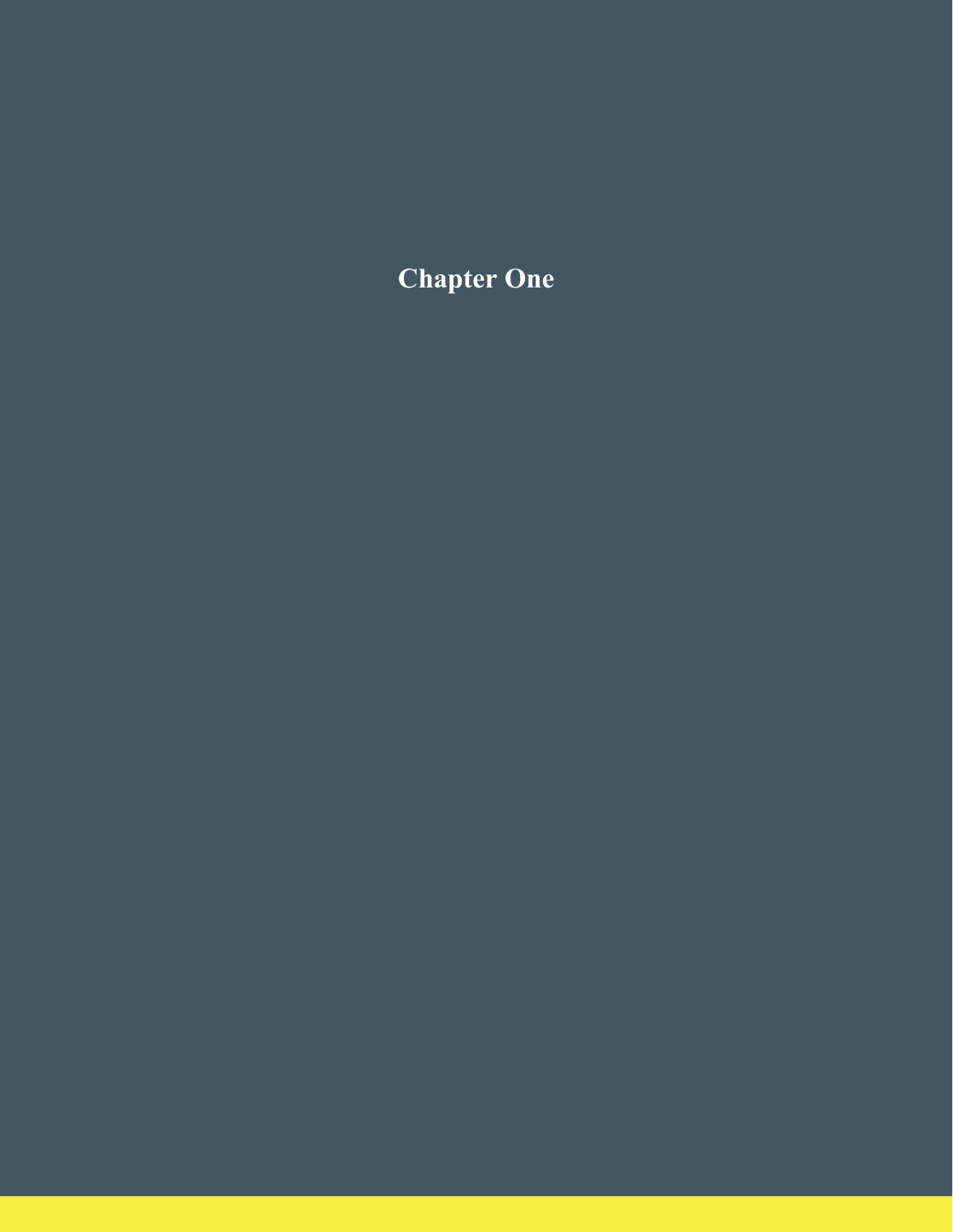# Chapter One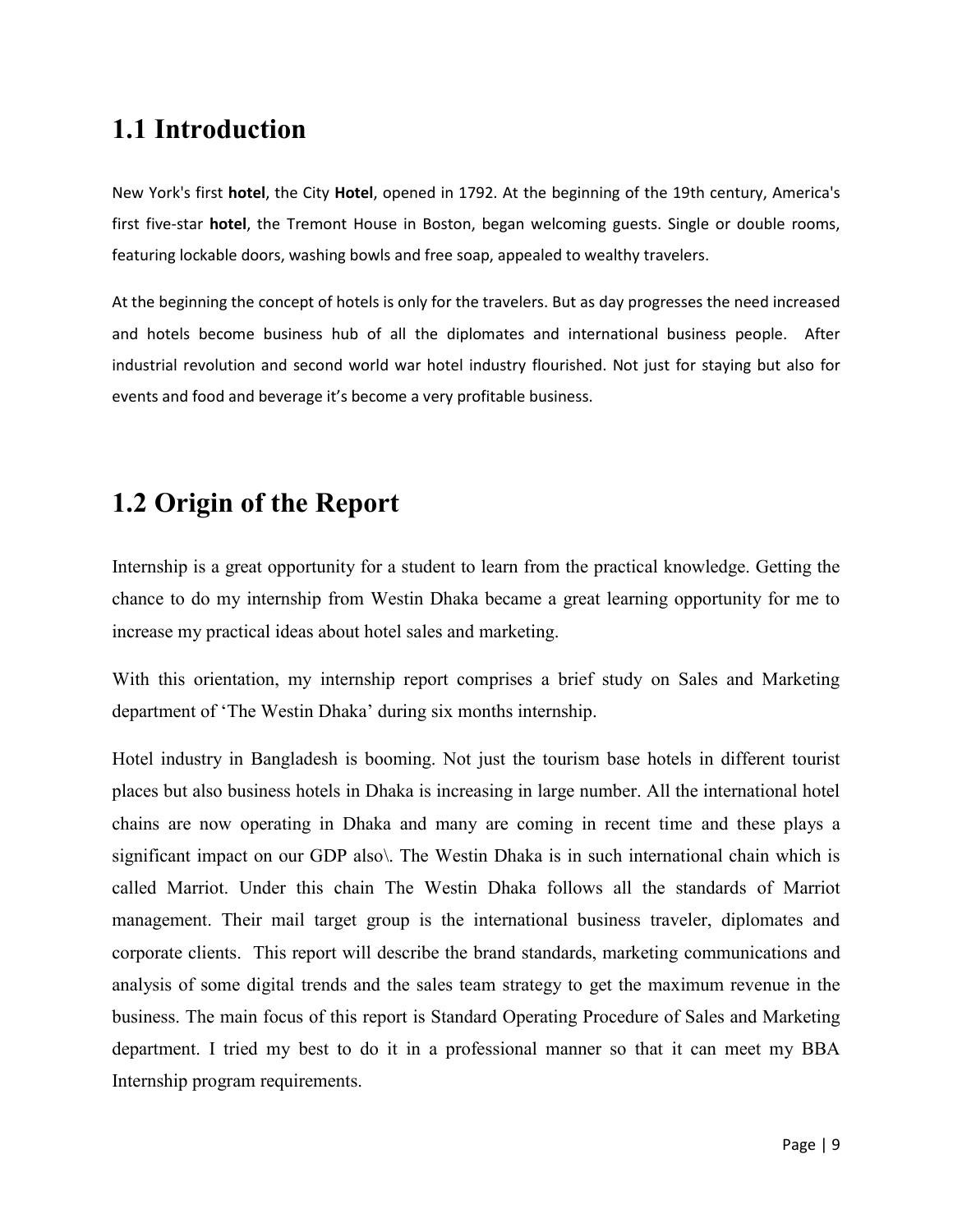## 1.1 Introduction

New York's first **hotel**, the City **Hotel**, opened in 1792. At the beginning of the 19th century, America's first five-star **hotel**, the Tremont House in Boston, began welcoming guests. Single or double rooms, featuring lockable doors, washing bowls and free soap, appealed to wealthy travelers.

At the beginning the concept of hotels is only for the travelers. But as day progresses the need increased and hotels become business hub of all the diplomates and international business people. After industrial revolution and second world war hotel industry flourished. Not just for staying but also for events and food and beverage it's become a very profitable business.

## 1.2 Origin of the Report

Internship is a great opportunity for a student to learn from the practical knowledge. Getting the chance to do my internship from Westin Dhaka became a great learning opportunity for me to increase my practical ideas about hotel sales and marketing.

With this orientation, my internship report comprises a brief study on Sales and Marketing department of 'The Westin Dhaka' during six months internship.

Hotel industry in Bangladesh is booming. Not just the tourism base hotels in different tourist places but also business hotels in Dhaka is increasing in large number. All the international hotel chains are now operating in Dhaka and many are coming in recent time and these plays a significant impact on our GDP also\. The Westin Dhaka is in such international chain which is called Marriot. Under this chain The Westin Dhaka follows all the standards of Marriot management. Their mail target group is the international business traveler, diplomates and corporate clients. This report will describe the brand standards, marketing communications and analysis of some digital trends and the sales team strategy to get the maximum revenue in the business. The main focus of this report is Standard Operating Procedure of Sales and Marketing department. I tried my best to do it in a professional manner so that it can meet my BBA Internship program requirements.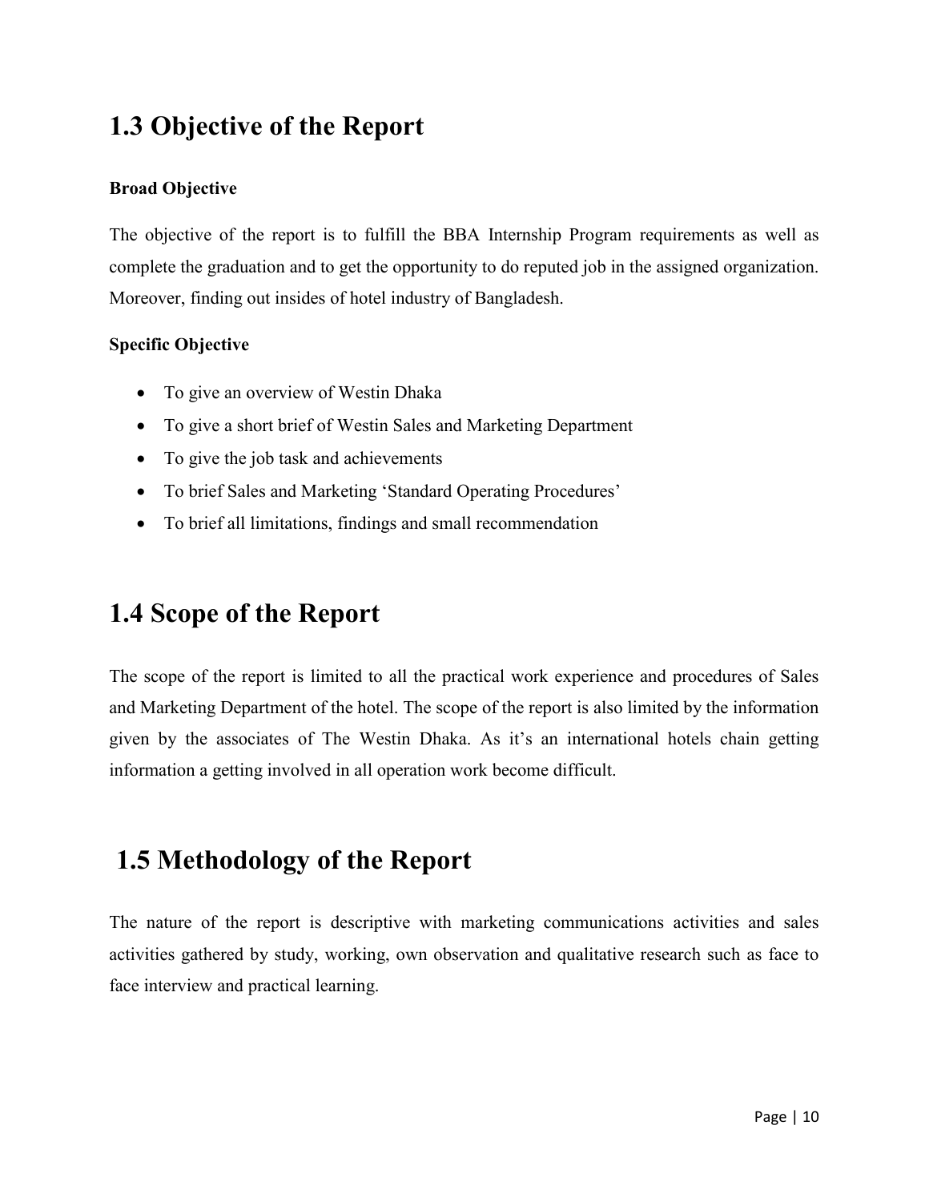## 1.3 Objective of the Report

**Broad Objective**

The objective of the report is to fulfill the BBA Internship Program requirements as well as complete the graduation and to get the opportunity to do reputed job in the assigned organization. Moreover, finding out insides of hotel industry of Bangladesh.

**Specific Objective**

- To give an overview of Westin Dhaka
- To give a short brief of Westin Sales and Marketing Department
- To give the job task and achievements
- To brief Sales and Marketing 'Standard Operating Procedures'
- To brief all limitations, findings and small recommendation

## 1.4 Scope of the Report

The scope of the report is limited to all the practical work experience and procedures of Sales and Marketing Department of the hotel. The scope of the report is also limited by the information given by the associates of The Westin Dhaka. As it's an international hotels chain getting information a getting involved in all operation work become difficult.

## 1.5 Methodology of the Report

The nature of the report is descriptive with marketing communications activities and sales activities gathered by study, working, own observation and qualitative research such as face to face interview and practical learning.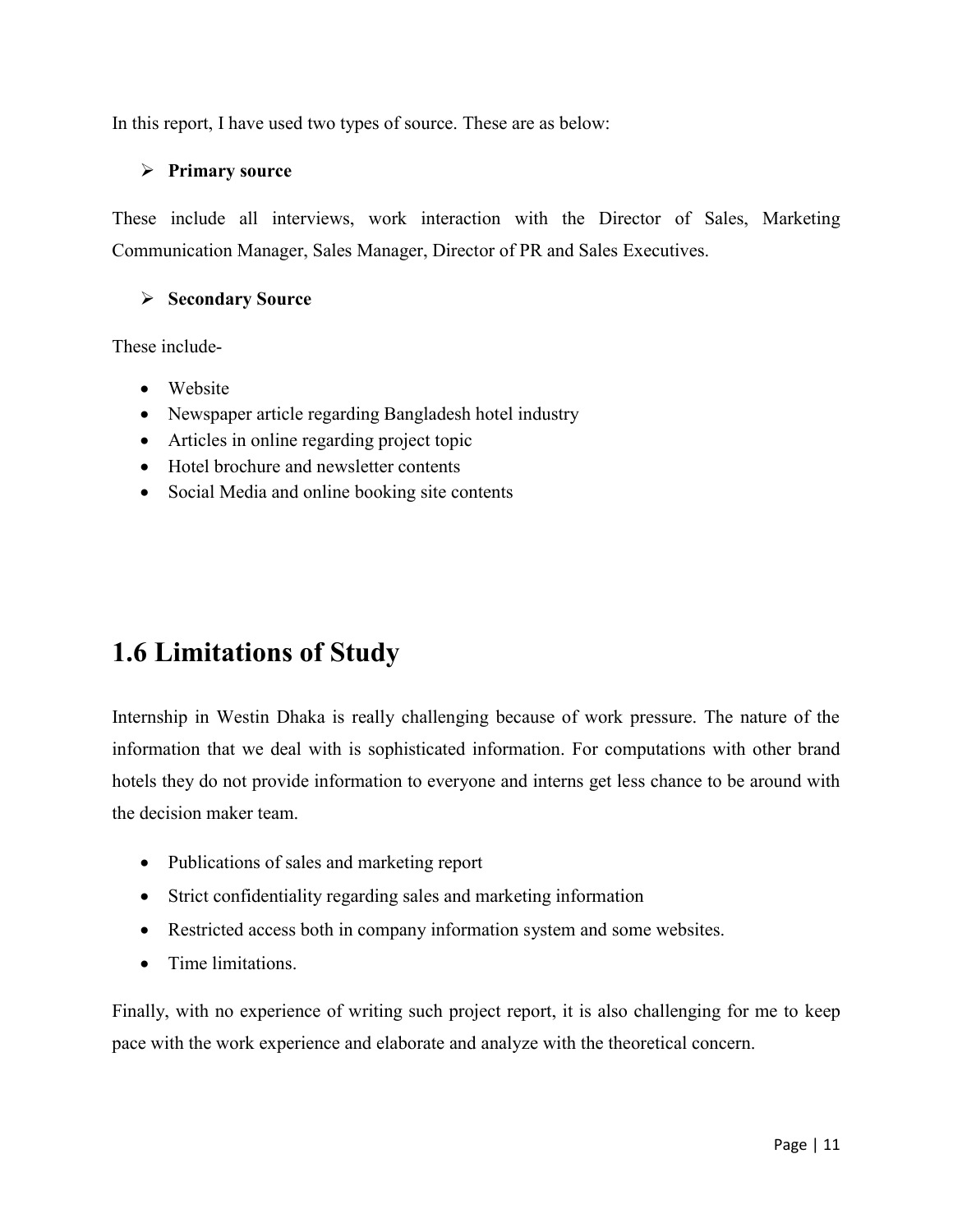In this report, I have used two types of source. These are as below:

- **Primary source**

These include all interviews, work interaction with the Director of Sales, Marketing Communication Manager, Sales Manager, Director of PR and Sales Executives.

- **Secondary Source**

These include-

- Website
- Newspaper article regarding Bangladesh hotel industry
- Articles in online regarding project topic
- Hotel brochure and newsletter contents
- Social Media and online booking site contents

## 1.6 Limitations of Study

Internship in Westin Dhaka is really challenging because of work pressure. The nature of the information that we deal with is sophisticated information. For computations with other brand hotels they do not provide information to everyone and interns get less chance to be around with the decision maker team.

- Publications of sales and marketing report
- Strict confidentiality regarding sales and marketing information
- Restricted access both in company information system and some websites.
- Time limitations.

Finally, with no experience of writing such project report, it is also challenging for me to keep pace with the work experience and elaborate and analyze with the theoretical concern.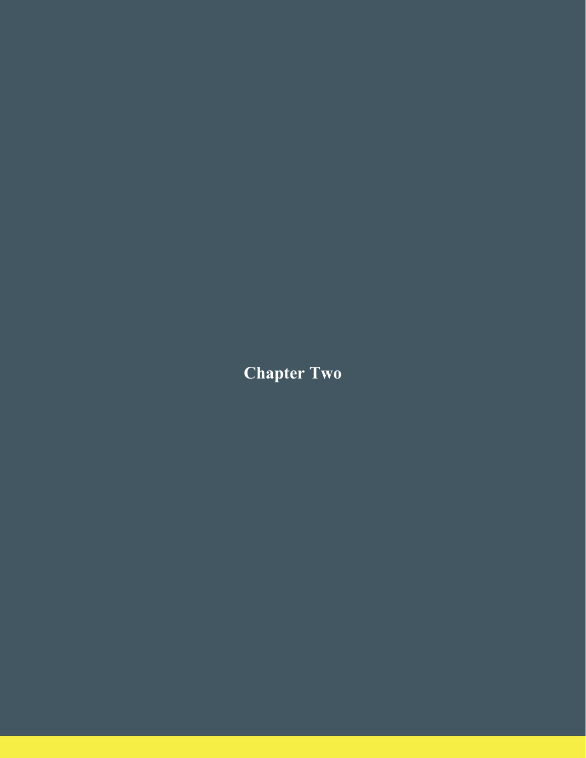# Chapter Two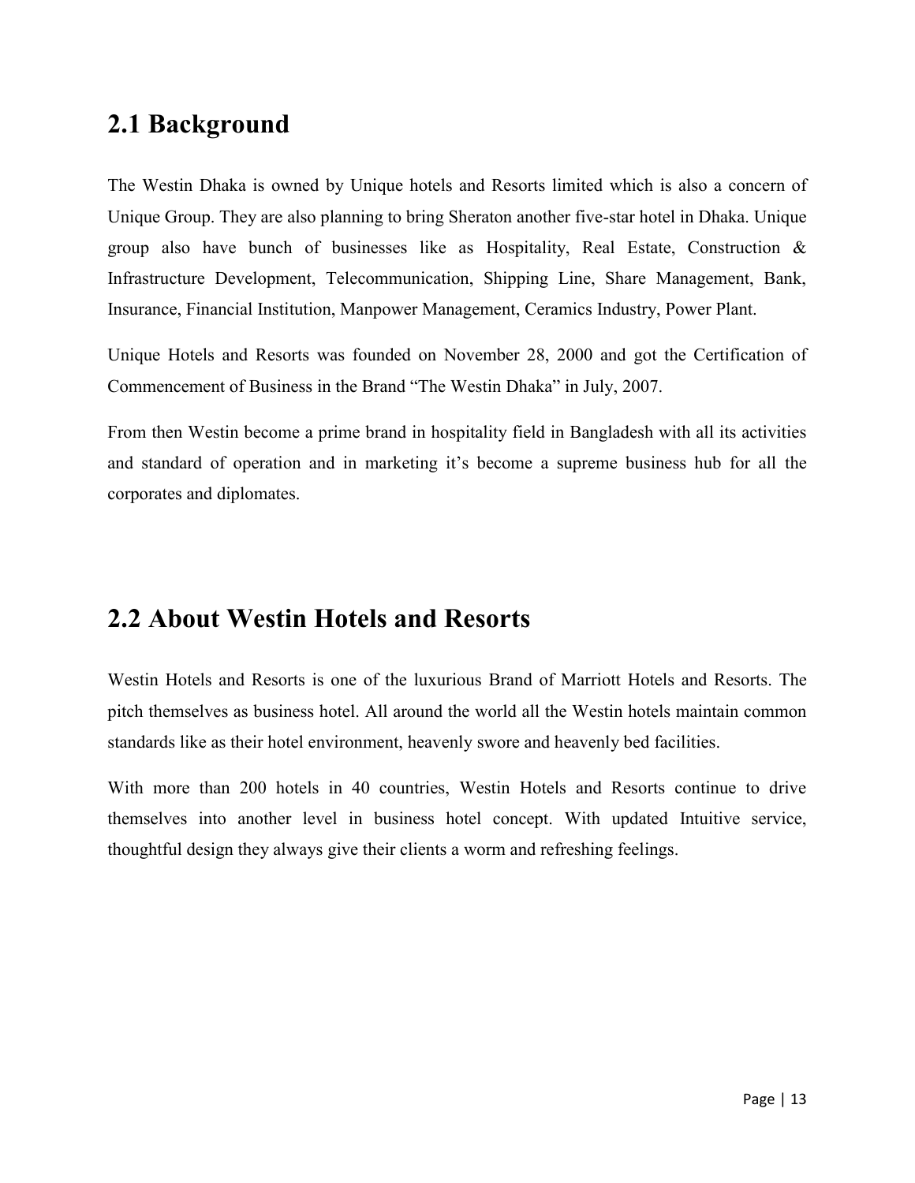## 2.1 Background

The Westin Dhaka is owned by Unique hotels and Resorts limited which is also a concern of Unique Group. They are also planning to bring Sheraton another five-star hotel in Dhaka. Unique group also have bunch of businesses like as Hospitality, Real Estate, Construction & Infrastructure Development, Telecommunication, Shipping Line, Share Management, Bank, Insurance, Financial Institution, Manpower Management, Ceramics Industry, Power Plant.

Unique Hotels and Resorts was founded on November 28, 2000 and got the Certification of Commencement of Business in the Brand "The Westin Dhaka" in July, 2007.

From then Westin become a prime brand in hospitality field in Bangladesh with all its activities and standard of operation and in marketing it's become a supreme business hub for all the corporates and diplomates.

## 2.2 About Westin Hotels and Resorts

Westin Hotels and Resorts is one of the luxurious Brand of Marriott Hotels and Resorts. The pitch themselves as business hotel. All around the world all the Westin hotels maintain common standards like as their hotel environment, heavenly swore and heavenly bed facilities.

With more than 200 hotels in 40 countries, Westin Hotels and Resorts continue to drive themselves into another level in business hotel concept. With updated Intuitive service, thoughtful design they always give their clients a worm and refreshing feelings.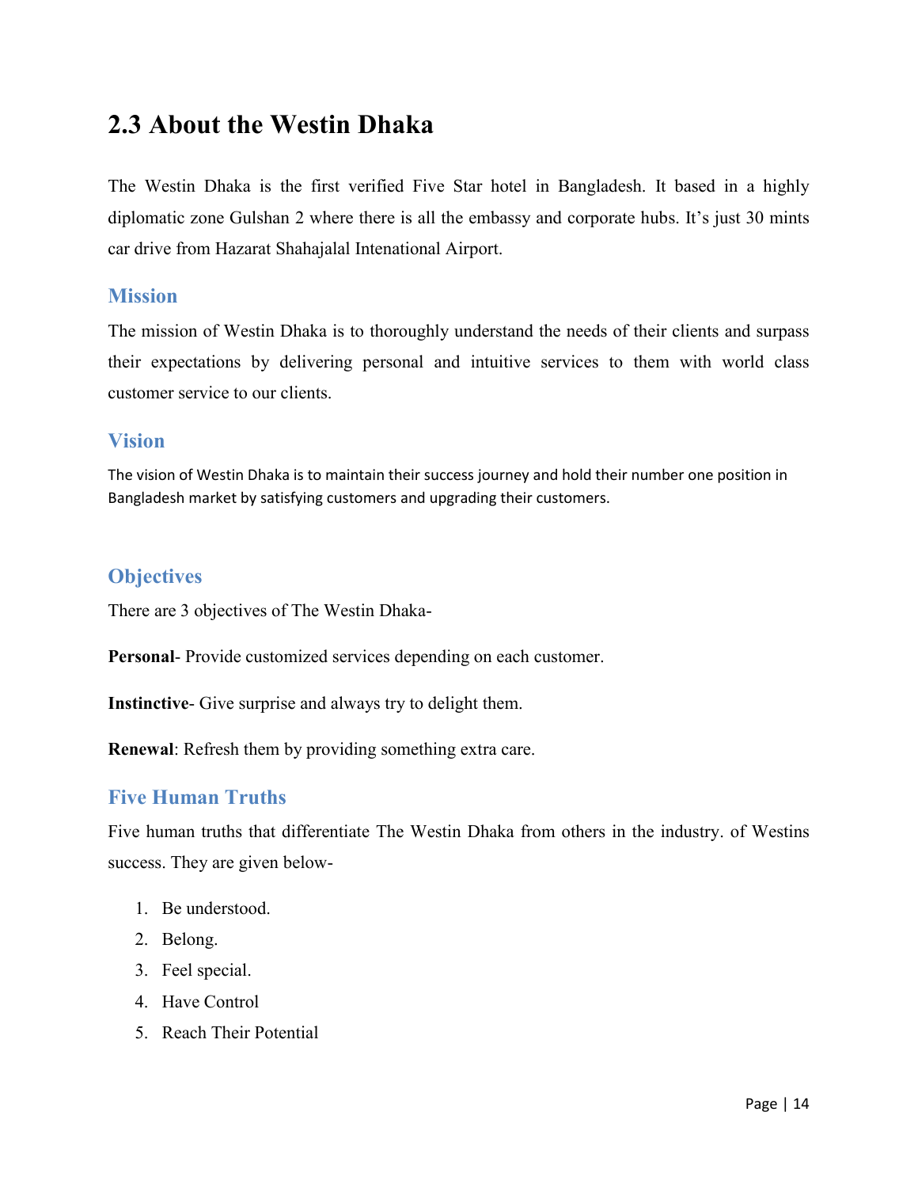## 2.3 About the Westin Dhaka

The Westin Dhaka is the first verified Five Star hotel in Bangladesh. It based in a highly diplomatic zone Gulshan 2 where there is all the embassy and corporate hubs. It's just 30 mints car drive from Hazarat Shahajalal Intenational Airport.

### Mission

The mission of Westin Dhaka is to thoroughly understand the needs of their clients and surpass their expectations by delivering personal and intuitive services to them with world class customer service to our clients.

### Vision

The vision of Westin Dhaka is to maintain their success journey and hold their number one position in Bangladesh market by satisfying customers and upgrading their customers.

### Objectives

There are 3 objectives of The Westin Dhaka-

**Personal**- Provide customized services depending on each customer.

**Instinctive**- Give surprise and always try to delight them.

**Renewal**: Refresh them by providing something extra care.

### Five Human Truths

Five human truths that differentiate The Westin Dhaka from others in the industry. of Westins success. They are given below-

1. Be understood.
2. Belong.
3. Feel special.
4. Have Control
5. Reach Their Potential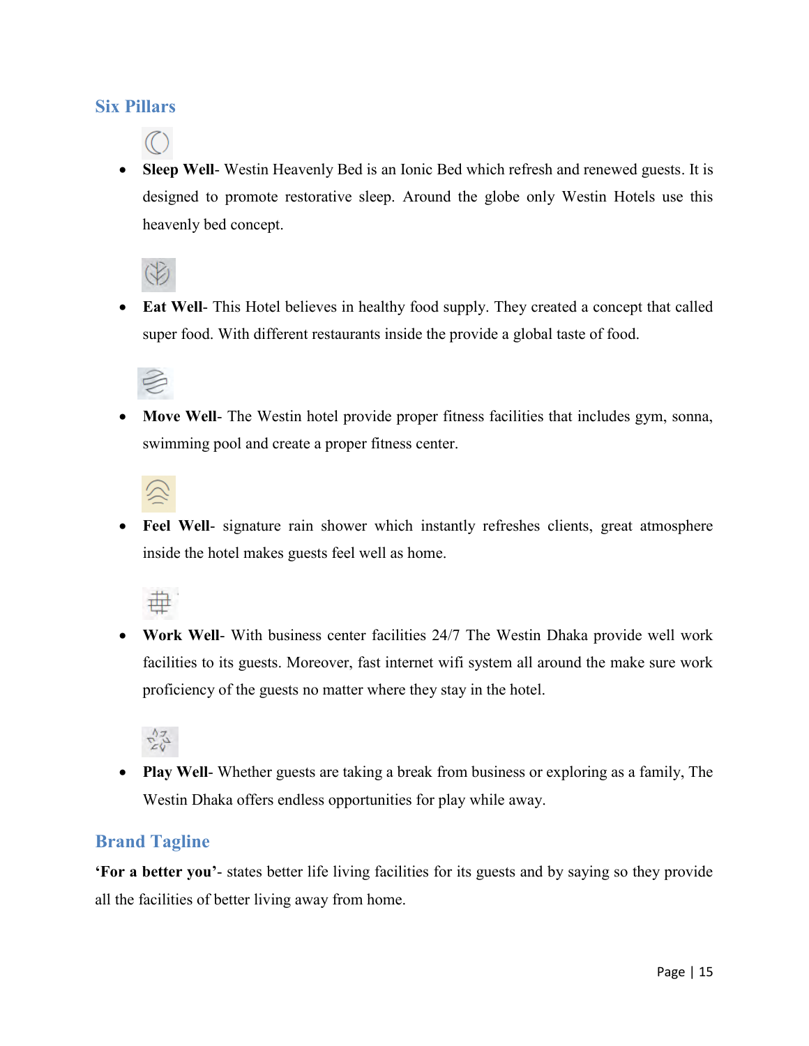## Six Pillars

- **Sleep Well**- Westin Heavenly Bed is an Ionic Bed which refresh and renewed guests. It is designed to promote restorative sleep. Around the globe only Westin Hotels use this heavenly bed concept.
- **Eat Well**- This Hotel believes in healthy food supply. They created a concept that called super food. With different restaurants inside the provide a global taste of food.
- **Move Well**- The Westin hotel provide proper fitness facilities that includes gym, sonna, swimming pool and create a proper fitness center.
- **Feel Well**- signature rain shower which instantly refreshes clients, great atmosphere inside the hotel makes guests feel well as home.
- **Work Well**- With business center facilities 24/7 The Westin Dhaka provide well work facilities to its guests. Moreover, fast internet wifi system all around the make sure work proficiency of the guests no matter where they stay in the hotel.
- **Play Well**- Whether guests are taking a break from business or exploring as a family, The Westin Dhaka offers endless opportunities for play while away.

## Brand Tagline

**'For a better you'**- states better life living facilities for its guests and by saying so they provide all the facilities of better living away from home.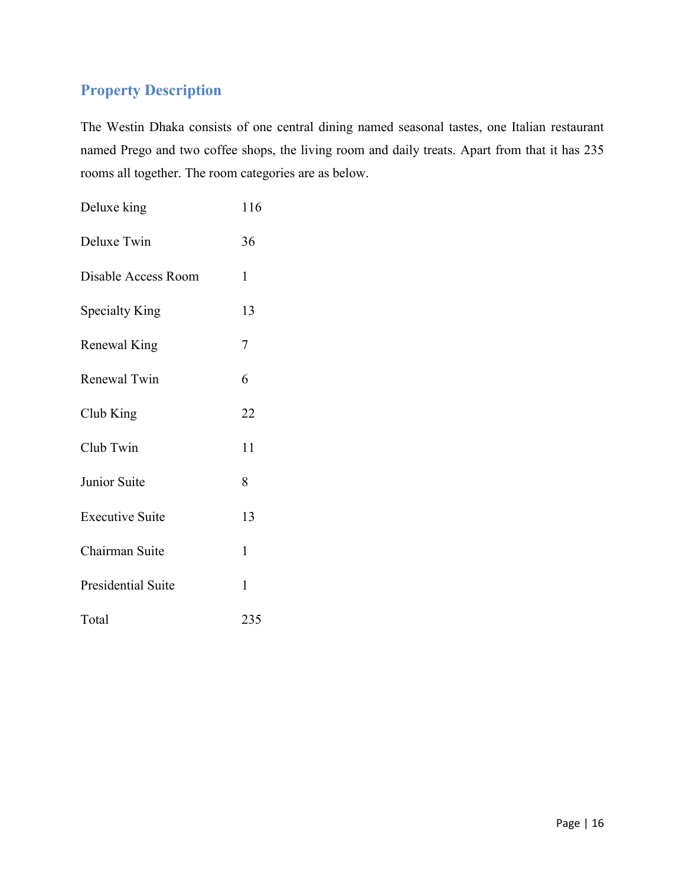## Property Description

The Westin Dhaka consists of one central dining named seasonal tastes, one Italian restaurant named Prego and two coffee shops, the living room and daily treats. Apart from that it has 235 rooms all together. The room categories are as below.

| | |
|---|---|
| Deluxe king | 116 |
| Deluxe Twin | 36 |
| Disable Access Room | 1 |
| Specialty King | 13 |
| Renewal King | 7 |
| Renewal Twin | 6 |
| Club King | 22 |
| Club Twin | 11 |
| Junior Suite | 8 |
| Executive Suite | 13 |
| Chairman Suite | 1 |
| Presidential Suite | 1 |
| Total | 235 |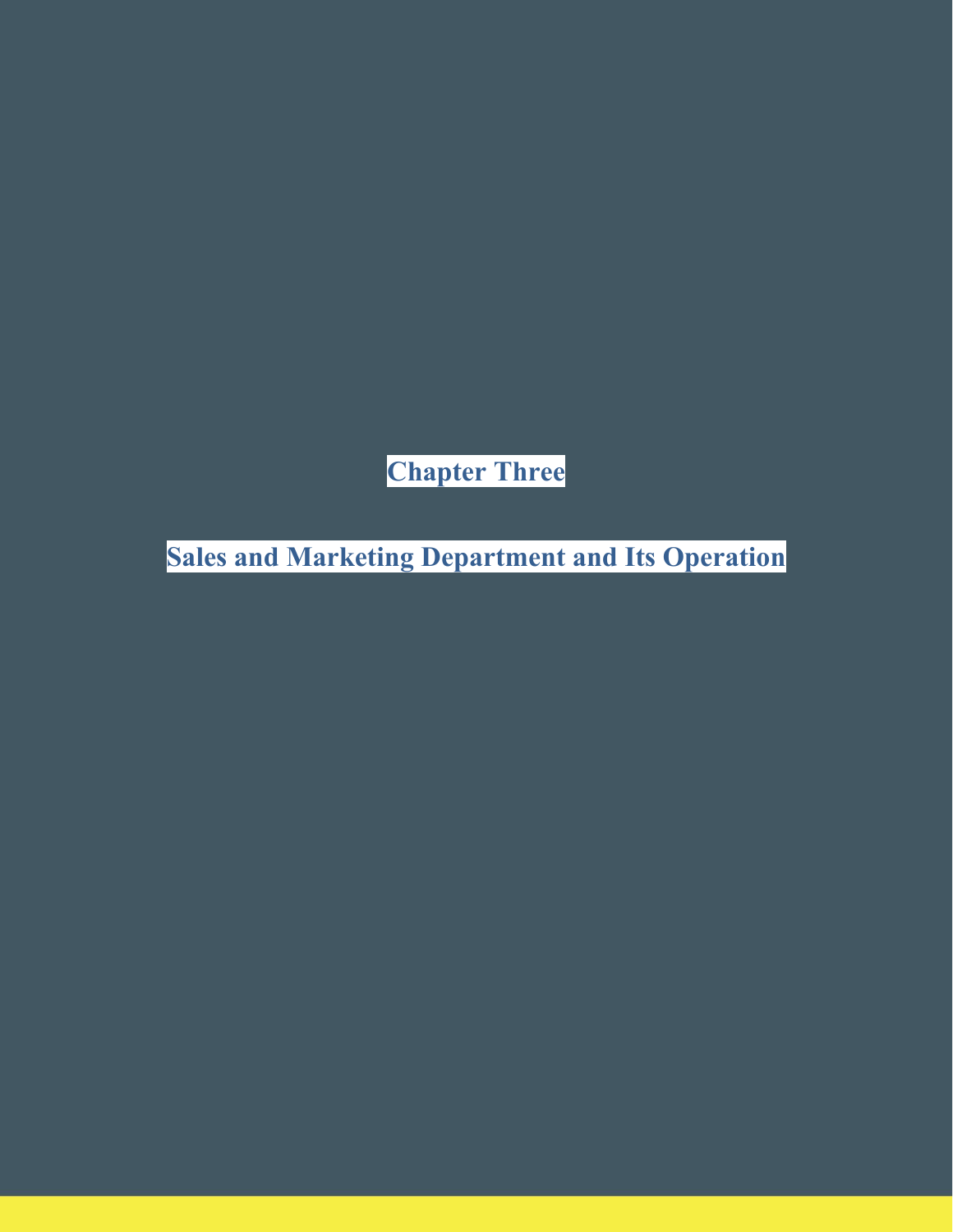# Chapter Three

## Sales and Marketing Department and Its Operation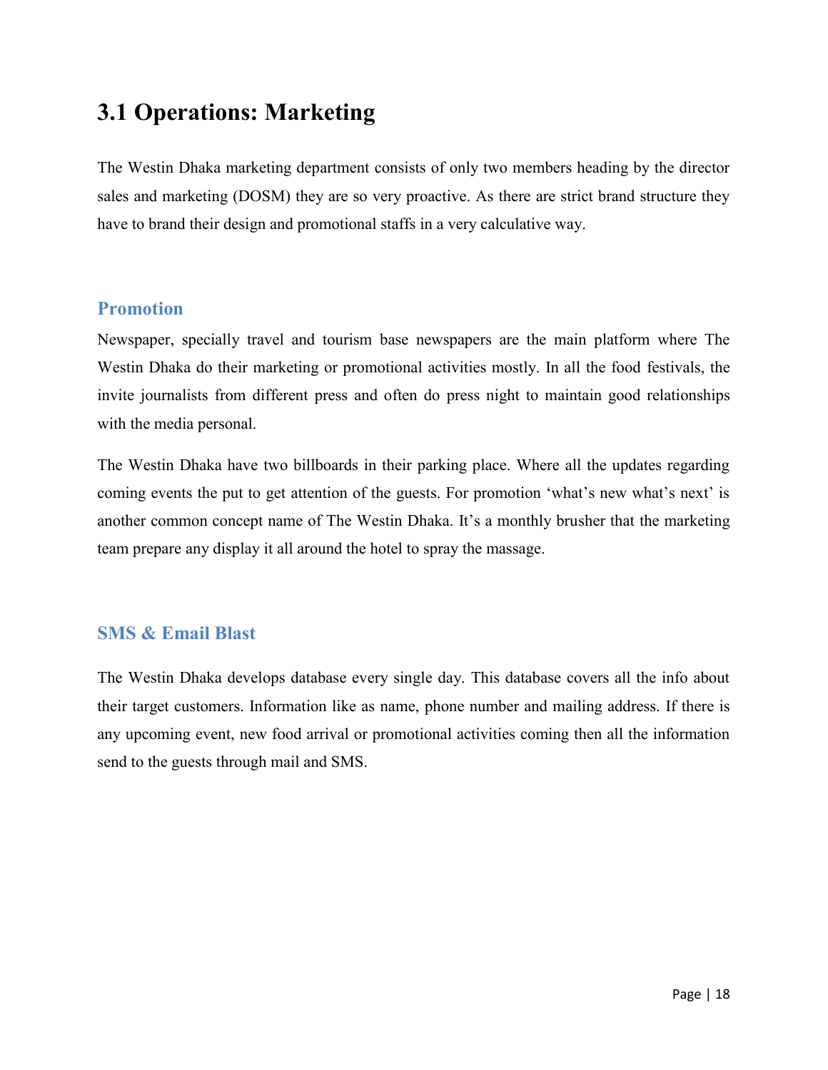## 3.1 Operations: Marketing

The Westin Dhaka marketing department consists of only two members heading by the director sales and marketing (DOSM) they are so very proactive. As there are strict brand structure they have to brand their design and promotional staffs in a very calculative way.

### Promotion

Newspaper, specially travel and tourism base newspapers are the main platform where The Westin Dhaka do their marketing or promotional activities mostly. In all the food festivals, the invite journalists from different press and often do press night to maintain good relationships with the media personal.

The Westin Dhaka have two billboards in their parking place. Where all the updates regarding coming events the put to get attention of the guests. For promotion 'what's new what's next' is another common concept name of The Westin Dhaka. It's a monthly brusher that the marketing team prepare any display it all around the hotel to spray the massage.

### SMS & Email Blast

The Westin Dhaka develops database every single day. This database covers all the info about their target customers. Information like as name, phone number and mailing address. If there is any upcoming event, new food arrival or promotional activities coming then all the information send to the guests through mail and SMS.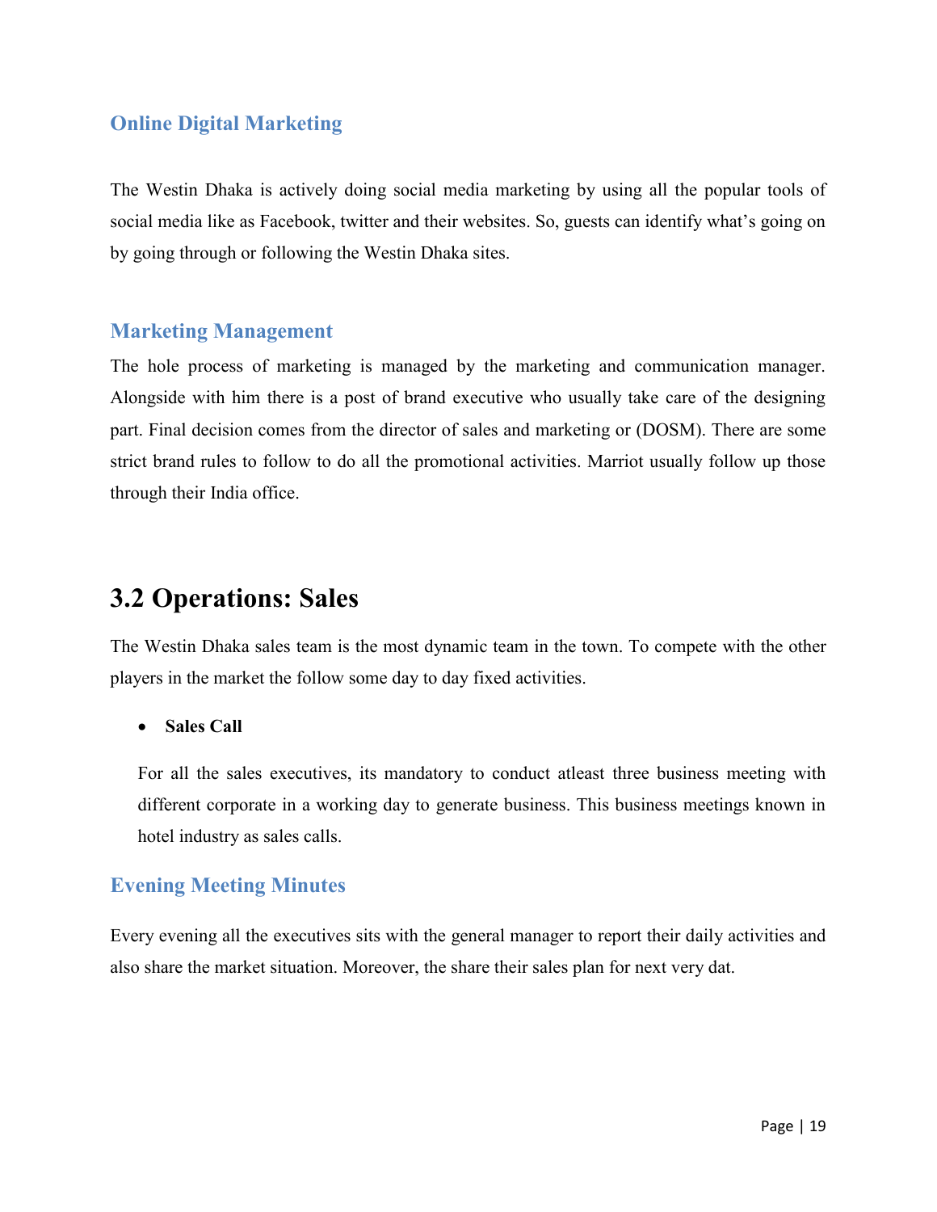### Online Digital Marketing

The Westin Dhaka is actively doing social media marketing by using all the popular tools of social media like as Facebook, twitter and their websites. So, guests can identify what's going on by going through or following the Westin Dhaka sites.

### Marketing Management

The hole process of marketing is managed by the marketing and communication manager. Alongside with him there is a post of brand executive who usually take care of the designing part. Final decision comes from the director of sales and marketing or (DOSM). There are some strict brand rules to follow to do all the promotional activities. Marriot usually follow up those through their India office.

## 3.2 Operations: Sales

The Westin Dhaka sales team is the most dynamic team in the town. To compete with the other players in the market the follow some day to day fixed activities.

- **Sales Call**

  For all the sales executives, its mandatory to conduct atleast three business meeting with different corporate in a working day to generate business. This business meetings known in hotel industry as sales calls.

### Evening Meeting Minutes

Every evening all the executives sits with the general manager to report their daily activities and also share the market situation. Moreover, the share their sales plan for next very dat.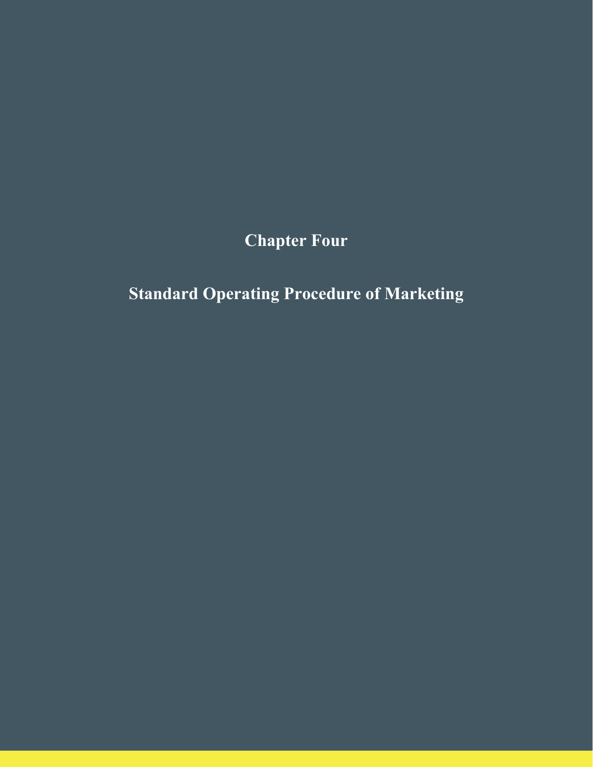# Chapter Four

# Standard Operating Procedure of Marketing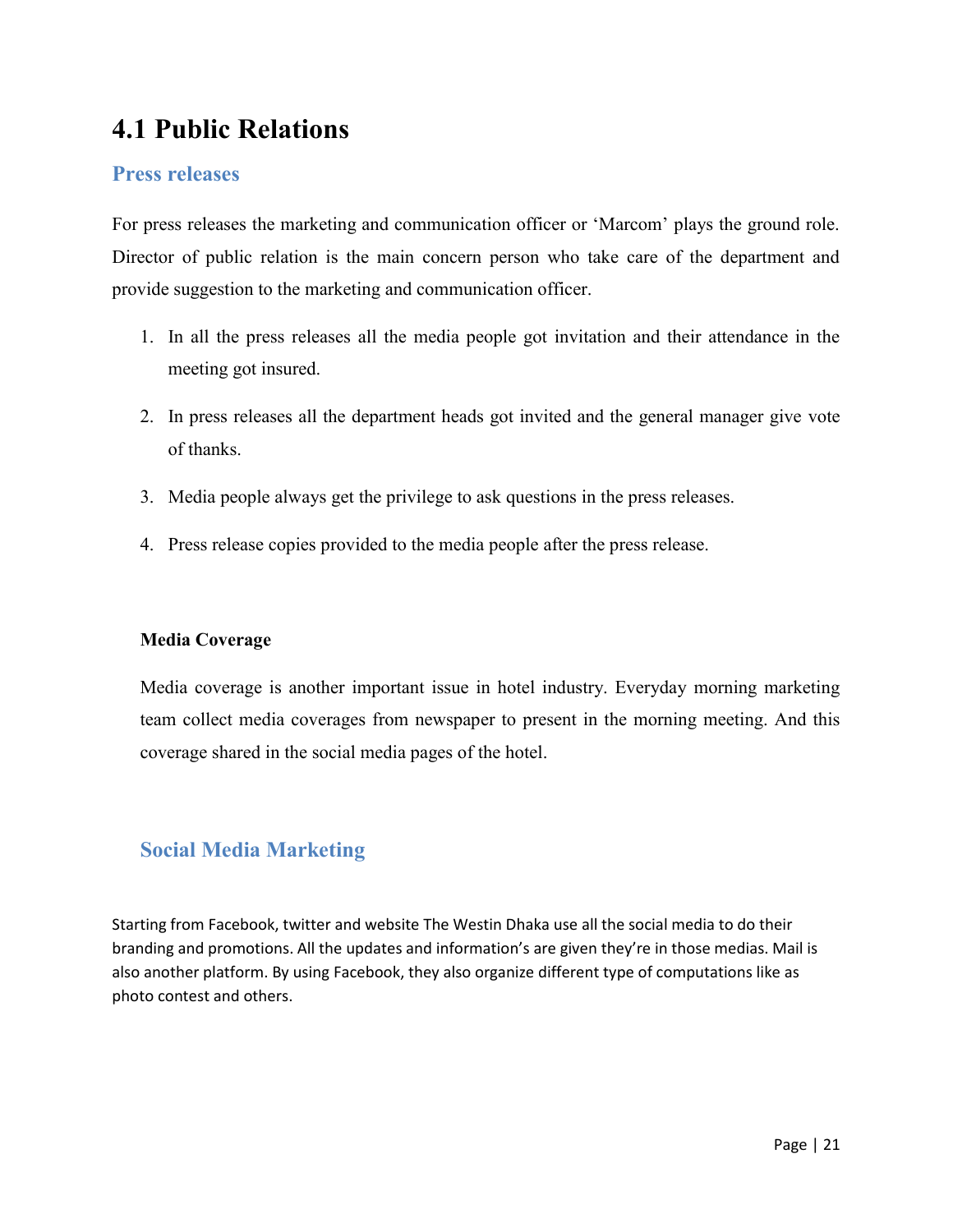# 4.1 Public Relations

## Press releases

For press releases the marketing and communication officer or 'Marcom' plays the ground role. Director of public relation is the main concern person who take care of the department and provide suggestion to the marketing and communication officer.

1. In all the press releases all the media people got invitation and their attendance in the meeting got insured.
2. In press releases all the department heads got invited and the general manager give vote of thanks.
3. Media people always get the privilege to ask questions in the press releases.
4. Press release copies provided to the media people after the press release.

**Media Coverage**

Media coverage is another important issue in hotel industry. Everyday morning marketing team collect media coverages from newspaper to present in the morning meeting. And this coverage shared in the social media pages of the hotel.

## Social Media Marketing

Starting from Facebook, twitter and website The Westin Dhaka use all the social media to do their branding and promotions. All the updates and information's are given they're in those medias. Mail is also another platform. By using Facebook, they also organize different type of computations like as photo contest and others.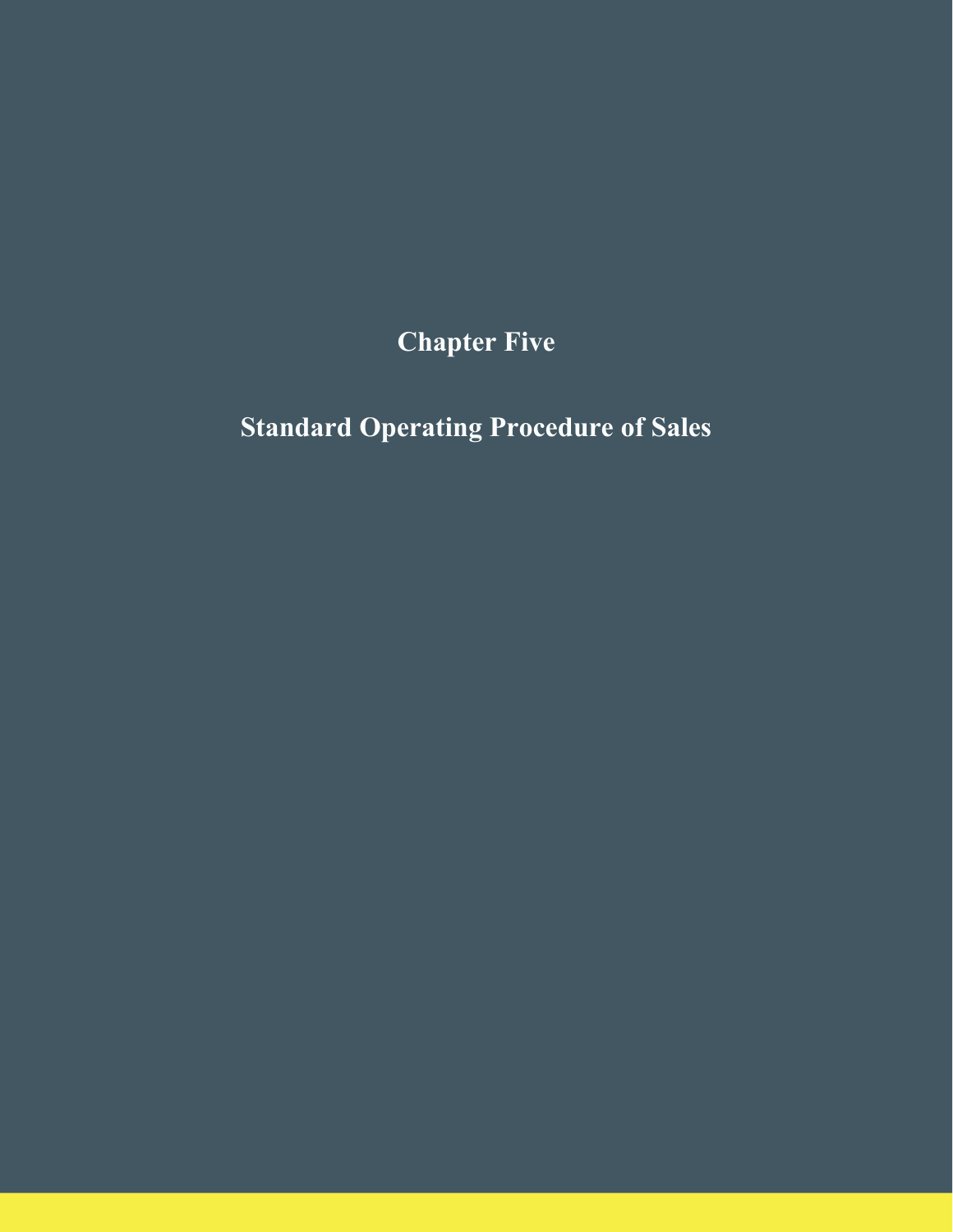# Chapter Five

## Standard Operating Procedure of Sales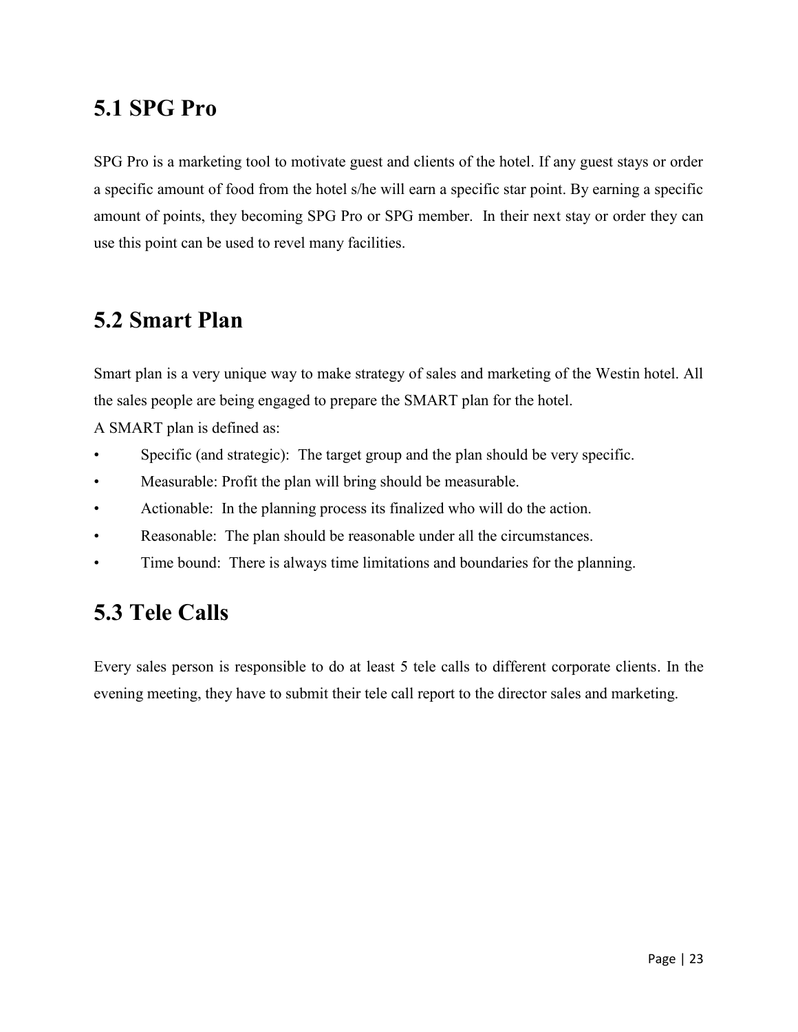## 5.1 SPG Pro

SPG Pro is a marketing tool to motivate guest and clients of the hotel. If any guest stays or order a specific amount of food from the hotel s/he will earn a specific star point. By earning a specific amount of points, they becoming SPG Pro or SPG member. In their next stay or order they can use this point can be used to revel many facilities.

## 5.2 Smart Plan

Smart plan is a very unique way to make strategy of sales and marketing of the Westin hotel. All the sales people are being engaged to prepare the SMART plan for the hotel.

A SMART plan is defined as:

- Specific (and strategic): The target group and the plan should be very specific.
- Measurable: Profit the plan will bring should be measurable.
- Actionable: In the planning process its finalized who will do the action.
- Reasonable: The plan should be reasonable under all the circumstances.
- Time bound: There is always time limitations and boundaries for the planning.

## 5.3 Tele Calls

Every sales person is responsible to do at least 5 tele calls to different corporate clients. In the evening meeting, they have to submit their tele call report to the director sales and marketing.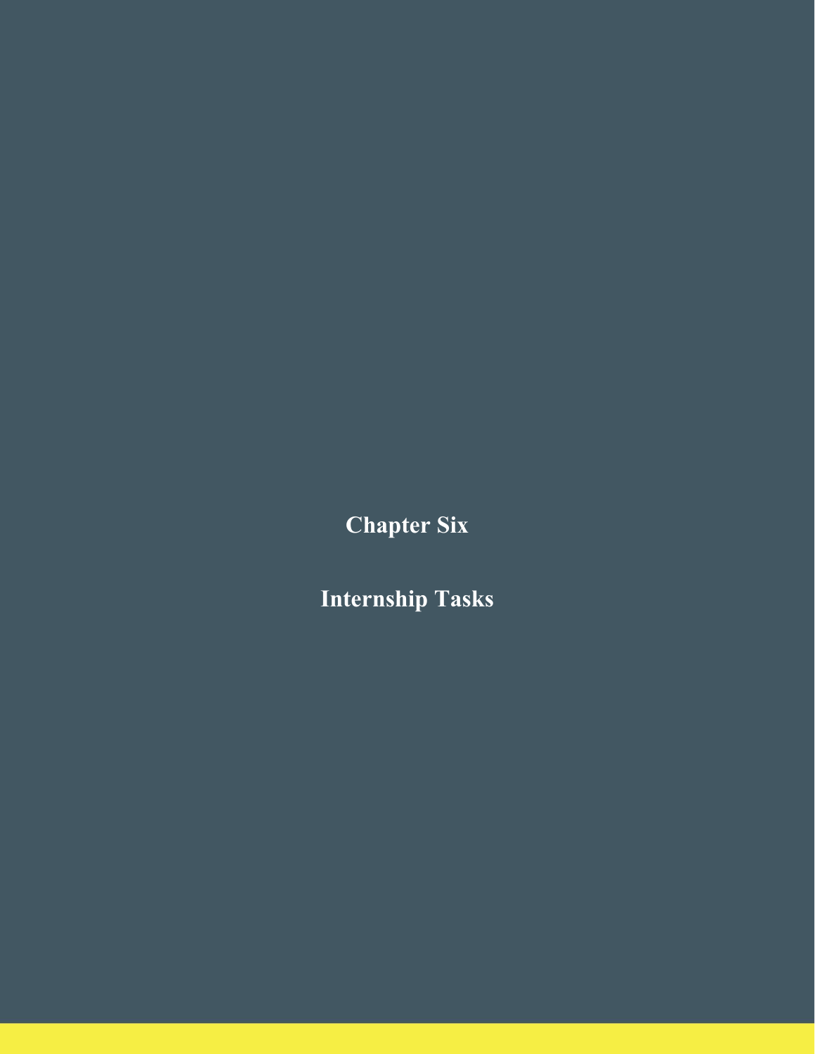# Chapter Six

# Internship Tasks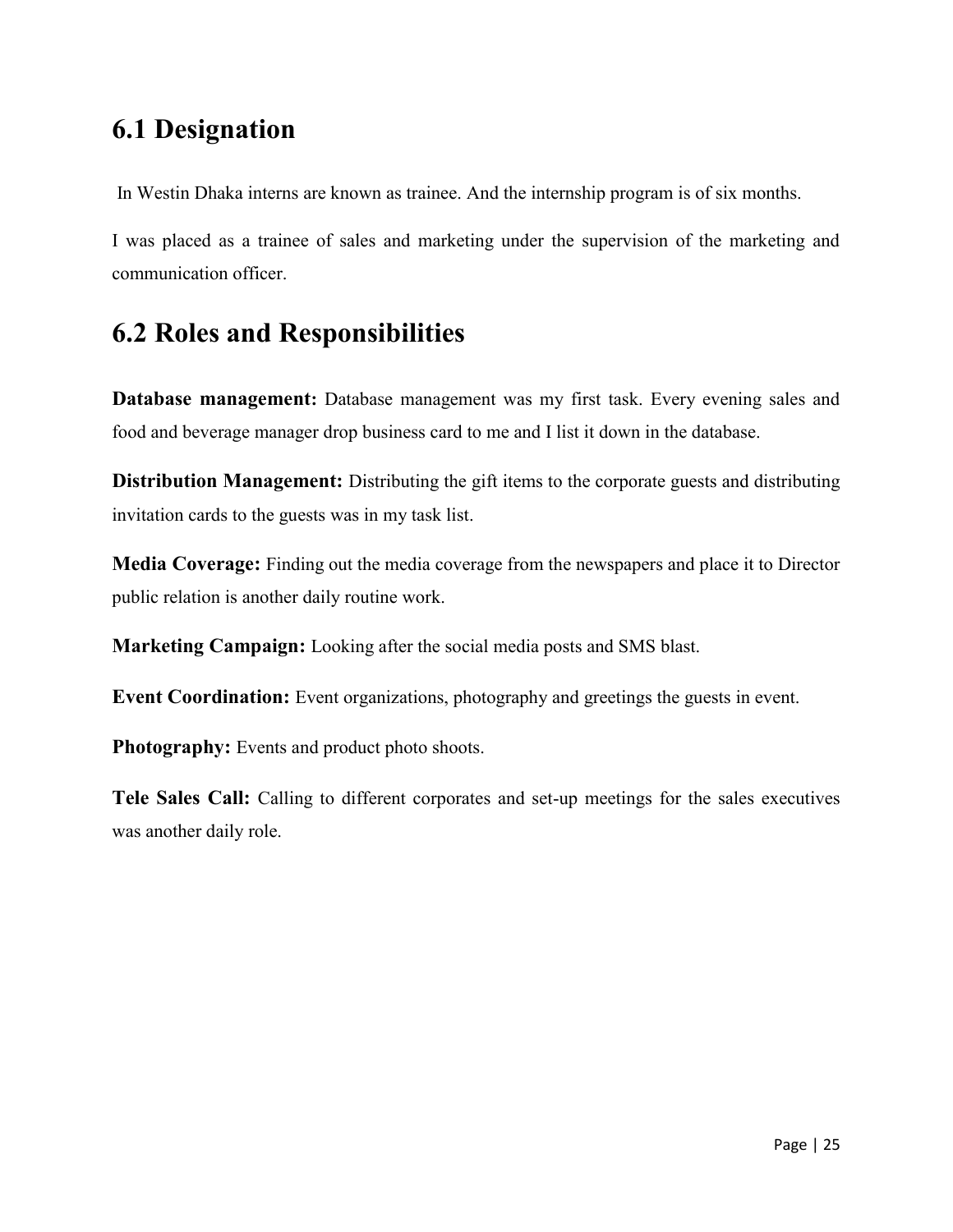## 6.1 Designation

In Westin Dhaka interns are known as trainee. And the internship program is of six months.

I was placed as a trainee of sales and marketing under the supervision of the marketing and communication officer.

## 6.2 Roles and Responsibilities

**Database management:** Database management was my first task. Every evening sales and food and beverage manager drop business card to me and I list it down in the database.

**Distribution Management:** Distributing the gift items to the corporate guests and distributing invitation cards to the guests was in my task list.

**Media Coverage:** Finding out the media coverage from the newspapers and place it to Director public relation is another daily routine work.

**Marketing Campaign:** Looking after the social media posts and SMS blast.

**Event Coordination:** Event organizations, photography and greetings the guests in event.

**Photography:** Events and product photo shoots.

**Tele Sales Call:** Calling to different corporates and set-up meetings for the sales executives was another daily role.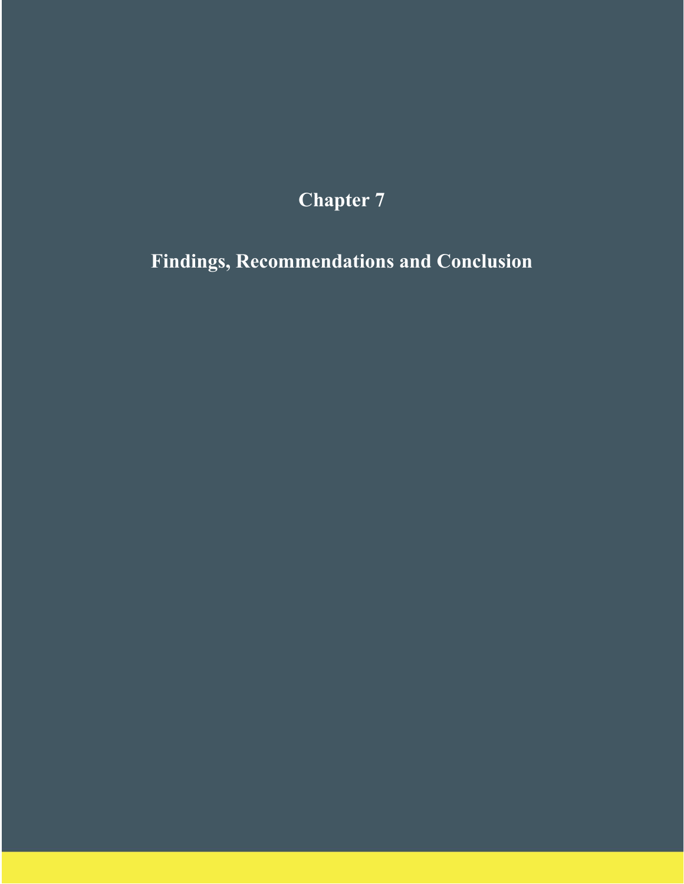# Chapter 7

## Findings, Recommendations and Conclusion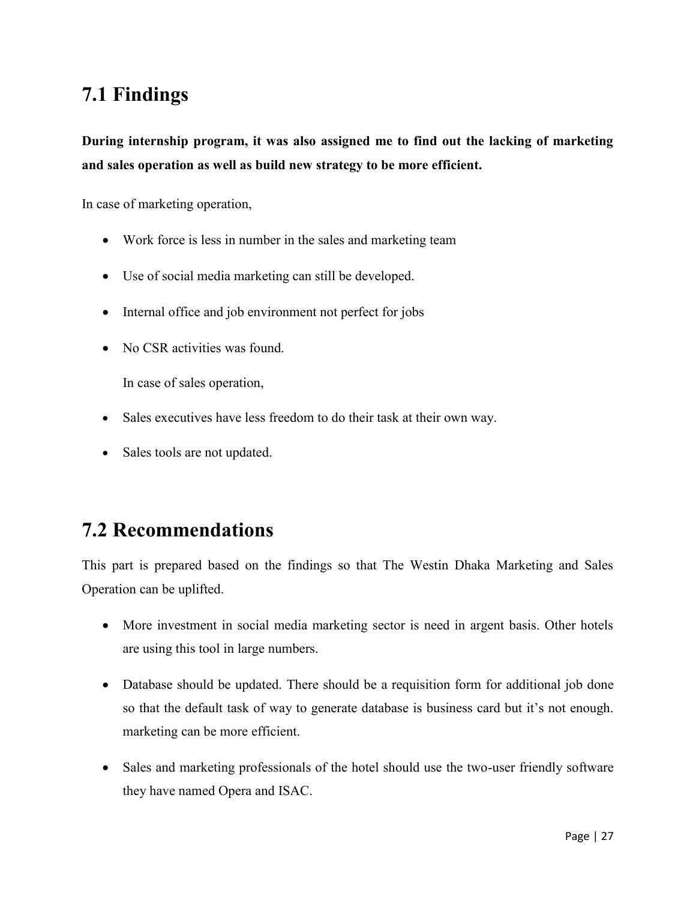## 7.1 Findings

**During internship program, it was also assigned me to find out the lacking of marketing and sales operation as well as build new strategy to be more efficient.**

In case of marketing operation,

- Work force is less in number in the sales and marketing team
- Use of social media marketing can still be developed.
- Internal office and job environment not perfect for jobs
- No CSR activities was found.

  In case of sales operation,

- Sales executives have less freedom to do their task at their own way.
- Sales tools are not updated.

## 7.2 Recommendations

This part is prepared based on the findings so that The Westin Dhaka Marketing and Sales Operation can be uplifted.

- More investment in social media marketing sector is need in argent basis. Other hotels are using this tool in large numbers.
- Database should be updated. There should be a requisition form for additional job done so that the default task of way to generate database is business card but it's not enough. marketing can be more efficient.
- Sales and marketing professionals of the hotel should use the two-user friendly software they have named Opera and ISAC.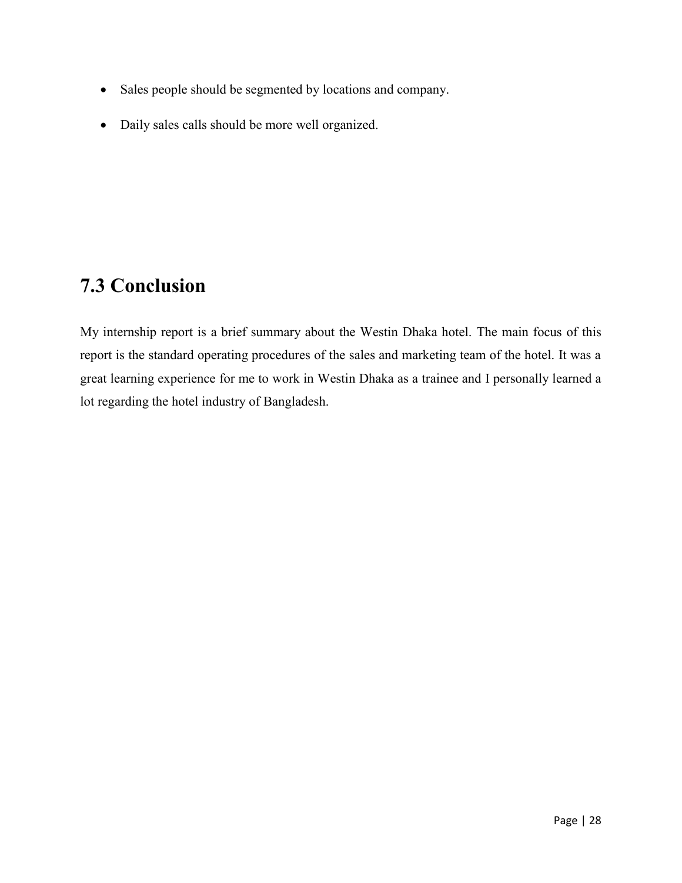- Sales people should be segmented by locations and company.
- Daily sales calls should be more well organized.

## 7.3 Conclusion

My internship report is a brief summary about the Westin Dhaka hotel. The main focus of this report is the standard operating procedures of the sales and marketing team of the hotel. It was a great learning experience for me to work in Westin Dhaka as a trainee and I personally learned a lot regarding the hotel industry of Bangladesh.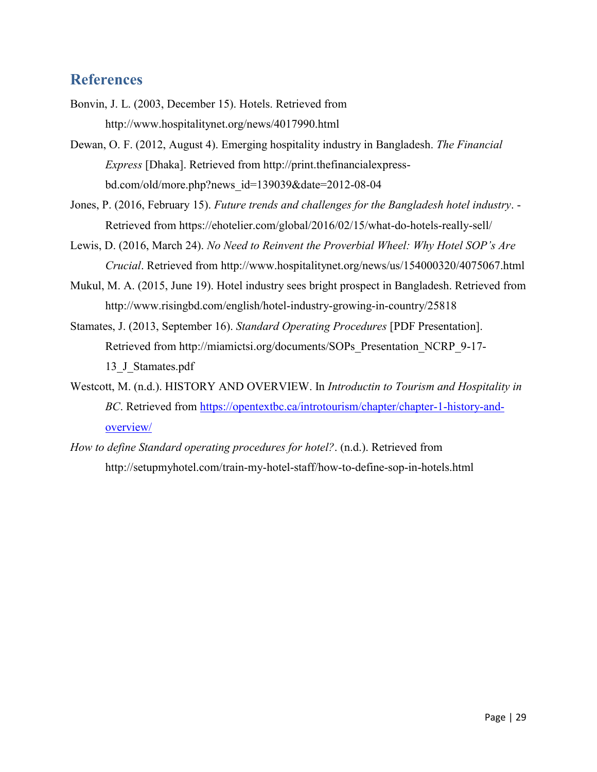## References

Bonvin, J. L. (2003, December 15). Hotels. Retrieved from http://www.hospitalitynet.org/news/4017990.html

Dewan, O. F. (2012, August 4). Emerging hospitality industry in Bangladesh. *The Financial Express* [Dhaka]. Retrieved from http://print.thefinancialexpress-bd.com/old/more.php?news_id=139039&date=2012-08-04

Jones, P. (2016, February 15). *Future trends and challenges for the Bangladesh hotel industry*. - Retrieved from https://ehotelier.com/global/2016/02/15/what-do-hotels-really-sell/

Lewis, D. (2016, March 24). *No Need to Reinvent the Proverbial Wheel: Why Hotel SOP's Are Crucial*. Retrieved from http://www.hospitalitynet.org/news/us/154000320/4075067.html

Mukul, M. A. (2015, June 19). Hotel industry sees bright prospect in Bangladesh. Retrieved from http://www.risingbd.com/english/hotel-industry-growing-in-country/25818

Stamates, J. (2013, September 16). *Standard Operating Procedures* [PDF Presentation]. Retrieved from http://miamictsi.org/documents/SOPs_Presentation_NCRP_9-17-13_J_Stamates.pdf

Westcott, M. (n.d.). HISTORY AND OVERVIEW. In *Introductin to Tourism and Hospitality in BC*. Retrieved from https://opentextbc.ca/introtourism/chapter/chapter-1-history-and-overview/

*How to define Standard operating procedures for hotel?*. (n.d.). Retrieved from http://setupmyhotel.com/train-my-hotel-staff/how-to-define-sop-in-hotels.html